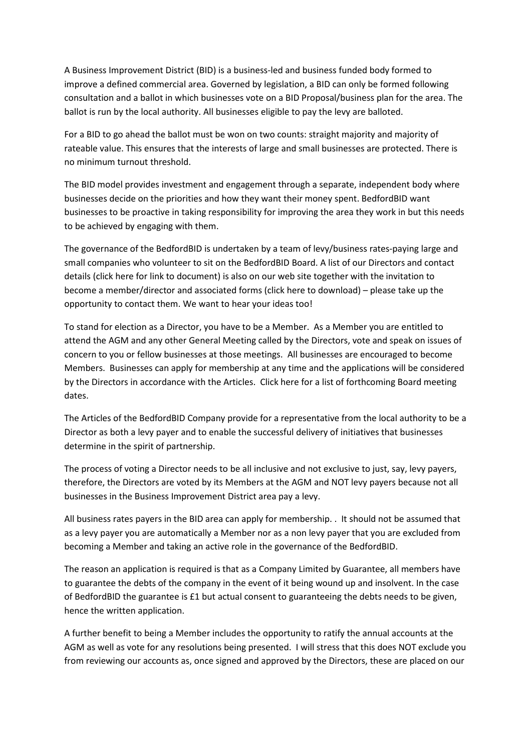A Business Improvement District (BID) is a business-led and business funded body formed to improve a defined commercial area. Governed by legislation, a BID can only be formed following consultation and a ballot in which businesses vote on a BID Proposal/business plan for the area. The ballot is run by the local authority. All businesses eligible to pay the levy are balloted.

For a BID to go ahead the ballot must be won on two counts: straight majority and majority of rateable value. This ensures that the interests of large and small businesses are protected. There is no minimum turnout threshold.

The BID model provides investment and engagement through a separate, independent body where businesses decide on the priorities and how they want their money spent. BedfordBID want businesses to be proactive in taking responsibility for improving the area they work in but this needs to be achieved by engaging with them.

The governance of the BedfordBID is undertaken by a team of levy/business rates-paying large and small companies who volunteer to sit on the BedfordBID Board. A list of our Directors and contact details (click here for link to document) is also on our web site together with the invitation to become a member/director and associated forms (click here to download) – please take up the opportunity to contact them. We want to hear your ideas too!

To stand for election as a Director, you have to be a Member. As a Member you are entitled to attend the AGM and any other General Meeting called by the Directors, vote and speak on issues of concern to you or fellow businesses at those meetings. All businesses are encouraged to become Members. Businesses can apply for membership at any time and the applications will be considered by the Directors in accordance with the Articles. Click here for a list of forthcoming Board meeting dates.

The Articles of the BedfordBID Company provide for a representative from the local authority to be a Director as both a levy payer and to enable the successful delivery of initiatives that businesses determine in the spirit of partnership.

The process of voting a Director needs to be all inclusive and not exclusive to just, say, levy payers, therefore, the Directors are voted by its Members at the AGM and NOT levy payers because not all businesses in the Business Improvement District area pay a levy.

All business rates payers in the BID area can apply for membership. . It should not be assumed that as a levy payer you are automatically a Member nor as a non levy payer that you are excluded from becoming a Member and taking an active role in the governance of the BedfordBID.

The reason an application is required is that as a Company Limited by Guarantee, all members have to guarantee the debts of the company in the event of it being wound up and insolvent. In the case of BedfordBID the guarantee is £1 but actual consent to guaranteeing the debts needs to be given, hence the written application.

A further benefit to being a Member includes the opportunity to ratify the annual accounts at the AGM as well as vote for any resolutions being presented. I will stress that this does NOT exclude you from reviewing our accounts as, once signed and approved by the Directors, these are placed on our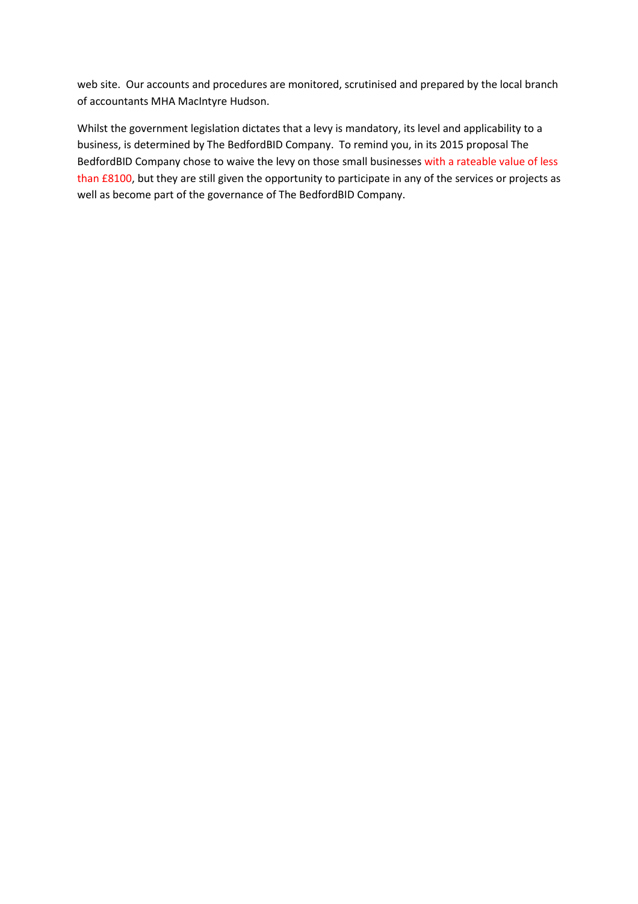web site. Our accounts and procedures are monitored, scrutinised and prepared by the local branch of accountants MHA MacIntyre Hudson.

Whilst the government legislation dictates that a levy is mandatory, its level and applicability to a business, is determined by The BedfordBID Company. To remind you, in its 2015 proposal The BedfordBID Company chose to waive the levy on those small businesses with a rateable value of less than £8100, but they are still given the opportunity to participate in any of the services or projects as well as become part of the governance of The BedfordBID Company.